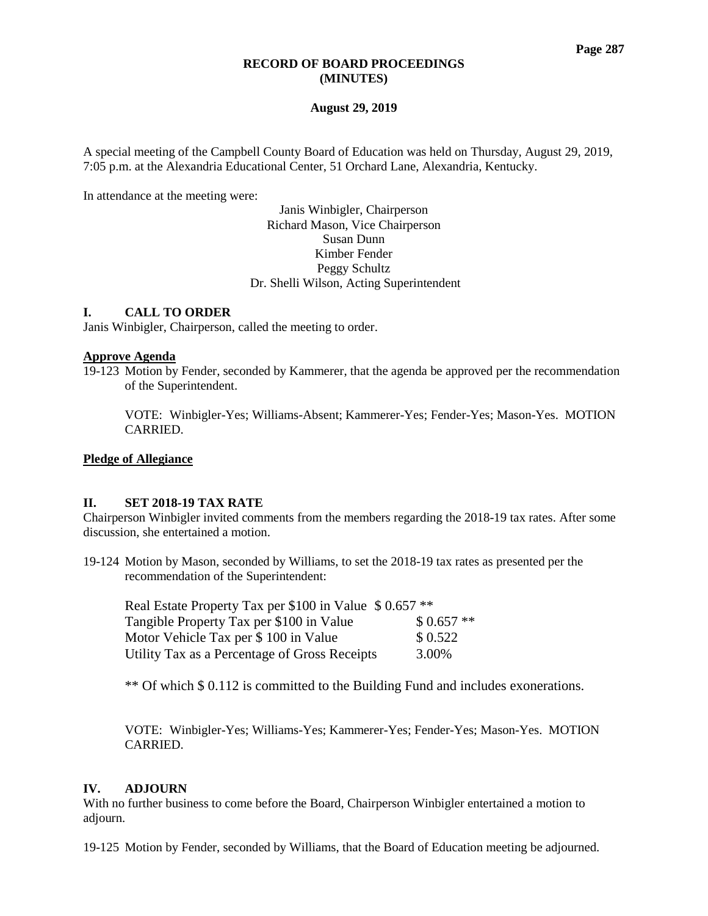# RECORD OF BOARD PROCEEDINGS
# (MINUTES)

**August 29, 2019**

A special meeting of the Campbell County Board of Education was held on Thursday, August 29, 2019, 7:05 p.m. at the Alexandria Educational Center, 51 Orchard Lane, Alexandria, Kentucky.

In attendance at the meeting were:

Janis Winbigler, Chairperson
Richard Mason, Vice Chairperson
Susan Dunn
Kimber Fender
Peggy Schultz
Dr. Shelli Wilson, Acting Superintendent

## I. CALL TO ORDER

Janis Winbigler, Chairperson, called the meeting to order.

**Approve Agenda**

19-123 Motion by Fender, seconded by Kammerer, that the agenda be approved per the recommendation of the Superintendent.

VOTE: Winbigler-Yes; Williams-Absent; Kammerer-Yes; Fender-Yes; Mason-Yes. MOTION CARRIED.

**Pledge of Allegiance**

## II. SET 2018-19 TAX RATE

Chairperson Winbigler invited comments from the members regarding the 2018-19 tax rates. After some discussion, she entertained a motion.

19-124 Motion by Mason, seconded by Williams, to set the 2018-19 tax rates as presented per the recommendation of the Superintendent:

| | |
|---|---|
| Real Estate Property Tax per $100 in Value | $ 0.657 ** |
| Tangible Property Tax per $100 in Value | $ 0.657 ** |
| Motor Vehicle Tax per $ 100 in Value | $ 0.522 |
| Utility Tax as a Percentage of Gross Receipts | 3.00% |

** Of which $ 0.112 is committed to the Building Fund and includes exonerations.

VOTE: Winbigler-Yes; Williams-Yes; Kammerer-Yes; Fender-Yes; Mason-Yes. MOTION CARRIED.

## IV. ADJOURN

With no further business to come before the Board, Chairperson Winbigler entertained a motion to adjourn.

19-125 Motion by Fender, seconded by Williams, that the Board of Education meeting be adjourned.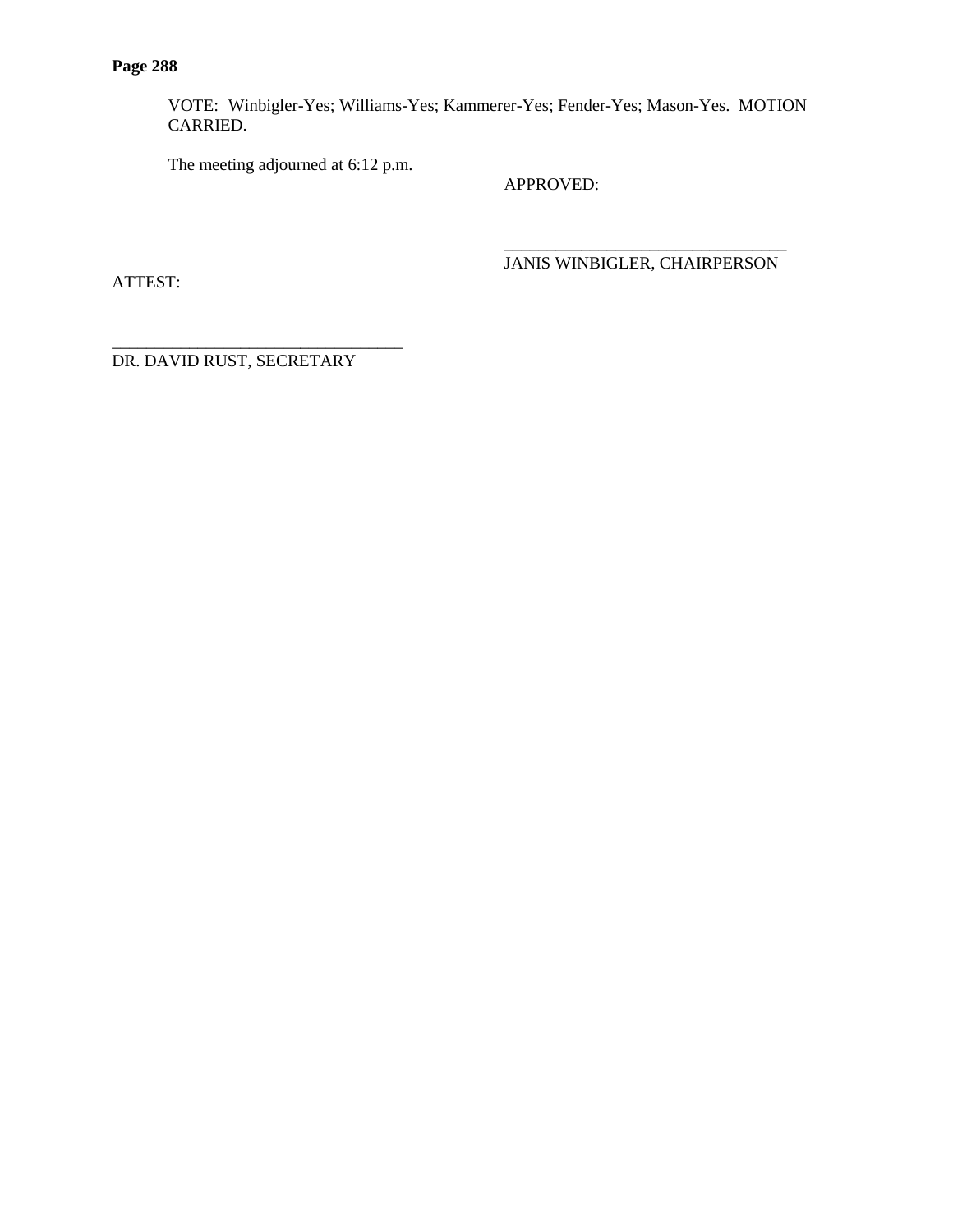VOTE: Winbigler-Yes; Williams-Yes; Kammerer-Yes; Fender-Yes; Mason-Yes. MOTION CARRIED.

The meeting adjourned at 6:12 p.m.

APPROVED:

_________________________________
JANIS WINBIGLER, CHAIRPERSON

ATTEST:

__________________________________
DR. DAVID RUST, SECRETARY